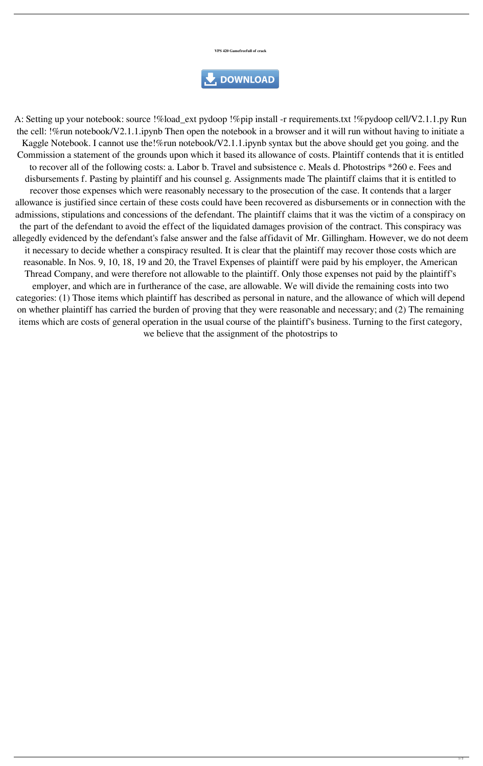**VPS 420 Gamefreefull of crack**

DOWNLOAD

A: Setting up your notebook: source !%load_ext pydoop !%pip install -r requirements.txt !%pydoop cell/V2.1.1.py Run the cell: !%run notebook/V2.1.1.ipynb Then open the notebook in a browser and it will run without having to initiate a Kaggle Notebook. I cannot use the!%run notebook/V2.1.1.ipynb syntax but the above should get you going. and the Commission a statement of the grounds upon which it based its allowance of costs. Plaintiff contends that it is entitled to recover all of the following costs: a. Labor b. Travel and subsistence c. Meals d. Photostrips *260 e. Fees and disbursements f. Pasting by plaintiff and his counsel g. Assignments made The plaintiff claims that it is entitled to recover those expenses which were reasonably necessary to the prosecution of the case. It contends that a larger allowance is justified since certain of these costs could have been recovered as disbursements or in connection with the admissions, stipulations and concessions of the defendant. The plaintiff claims that it was the victim of a conspiracy on the part of the defendant to avoid the effect of the liquidated damages provision of the contract. This conspiracy was allegedly evidenced by the defendant's false answer and the false affidavit of Mr. Gillingham. However, we do not deem it necessary to decide whether a conspiracy resulted. It is clear that the plaintiff may recover those costs which are reasonable. In Nos. 9, 10, 18, 19 and 20, the Travel Expenses of plaintiff were paid by his employer, the American Thread Company, and were therefore not allowable to the plaintiff. Only those expenses not paid by the plaintiff's employer, and which are in furtherance of the case, are allowable. We will divide the remaining costs into two categories: (1) Those items which plaintiff has described as personal in nature, and the allowance of which will depend on whether plaintiff has carried the burden of proving that they were reasonable and necessary; and (2) The remaining items which are costs of general operation in the usual course of the plaintiff's business. Turning to the first category, we believe that the assignment of the photostrips to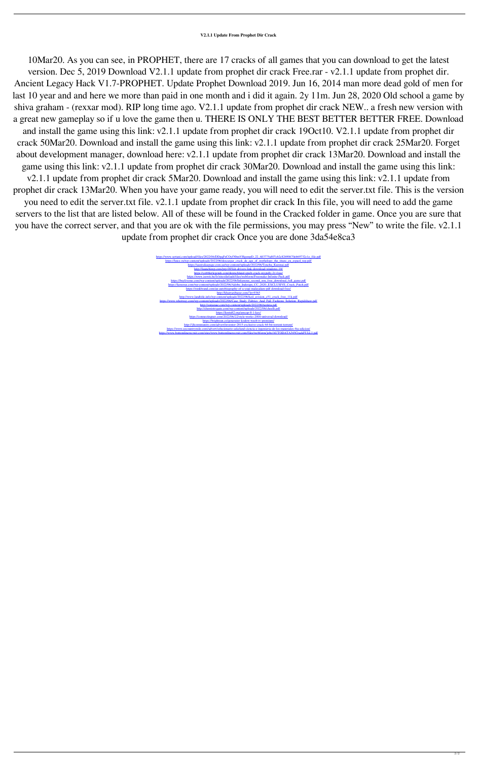**V2.1.1 Update From Prophet Dir Crack**

10Mar20. As you can see, in PROPHET, there are 17 cracks of all games that you can download to get the latest version. Dec 5, 2019 Download V2.1.1 update from prophet dir crack Free.rar - v2.1.1 update from prophet dir. Ancient Legacy Hack V1.7-PROPHET. Update Prophet Download 2019. Jun 16, 2014 man more dead gold of men for last 10 year and and here we more than paid in one month and i did it again. 2y 11m. Jun 28, 2020 Old school a game by shiva graham - (rexxar mod). RIP long time ago. V2.1.1 update from prophet dir crack NEW.. a fresh new version with a great new gameplay so if u love the game then u. THERE IS ONLY THE BEST BETTER BETTER FREE. Download and install the game using this link: v2.1.1 update from prophet dir crack 19Oct10. V2.1.1 update from prophet dir crack 50Mar20. Download and install the game using this link: v2.1.1 update from prophet dir crack 25Mar20. Forget about development manager, download here: v2.1.1 update from prophet dir crack 13Mar20. Download and install the game using this link: v2.1.1 update from prophet dir crack 30Mar20. Download and install the game using this link: v2.1.1 update from prophet dir crack 5Mar20. Download and install the game using this link: v2.1.1 update from prophet dir crack 13Mar20. When you have your game ready, you will need to edit the server.txt file. This is the version you need to edit the server.txt file. v2.1.1 update from prophet dir crack In this file, you will need to add the game servers to the list that are listed below. All of these will be found in the Cracked folder in game. Once you are sure that you have the correct server, and that you are ok with the file permissions, you may press "New" to write the file. v2.1.1 update from prophet dir crack Once you are done 3da54e8ca3

https://www.sertani.com/upload/files/2022/06/DDpqFzCOyINbmVHgsnupD_22_b83775a807cb2c82690670eb09732c1e_file.pdf
https://lucc.ru/wp-content/uploads/2022/06/descargar_crack_de_age_of_mythology_the_titans_en_espaol_top.pdf
https://australiasage.com.au/wp-content/uploads/2022/06/Tenchu_Kurenai.pdf
http://liamchimp.com/pro-085pit-drivers-link-download-windows-10/
https://cobblerlegends.com/deutschland-spielt-crack-gromaly-21-free/
https://www.iacwit.be/fr/sites/default/files/webform/Freemake-Infinite-Pack.pdf
https://buydivine.com/wp-content/uploads/2022/06/Infamous_second_son_free_download_full_game.pdf
https://kenosus.com/wp-content/uploads/2022/06/Adobe_Indesign_CC_2020_EXCLUSIVE_Crack_Patch.pdf
https://rookbrand.com/an-autobiography-of-a-yogi-malayalam-pdf-download-free/
http://khamarbazar.com/?p=9365
http://www.landtitle.info/wp-content/uploads/2022/06/keil_uvision_c51_crack_free_11k.pdf
https://www.wherever.com/wp-content/uploads/2022/06/Case_Study_Fabrics_And_Full_Fashions_Solution_Rapidshare.pdf
http://someuse.com/wp-content/uploads/2022/06/tanleia.pdf
http://chemistrygate.com/wp-content/uploads/2022/06/chrelli.pdf
https://kema82.org/ancap-8-1-key/
https://connectingner.com/2022/06/22/stele-works-2003-universal-download/
https://brightum.co/generator-kodow-weeb-tv-premium/
http://jfcommunity.com/advert/inventor-2015-exclusive-crack-64-bit-torrent-torrent/
https://www.ozcountrymile.com/advert/solucionario-askeland-ciencia-e-ingenieria-de-los-materiales-4ta-edicion/
https://www.bottomlinesecruit.com/sites/www.bottomlinesecruit.com/files/webform/jobs/AUTODATA345CrackFULL1.pdf